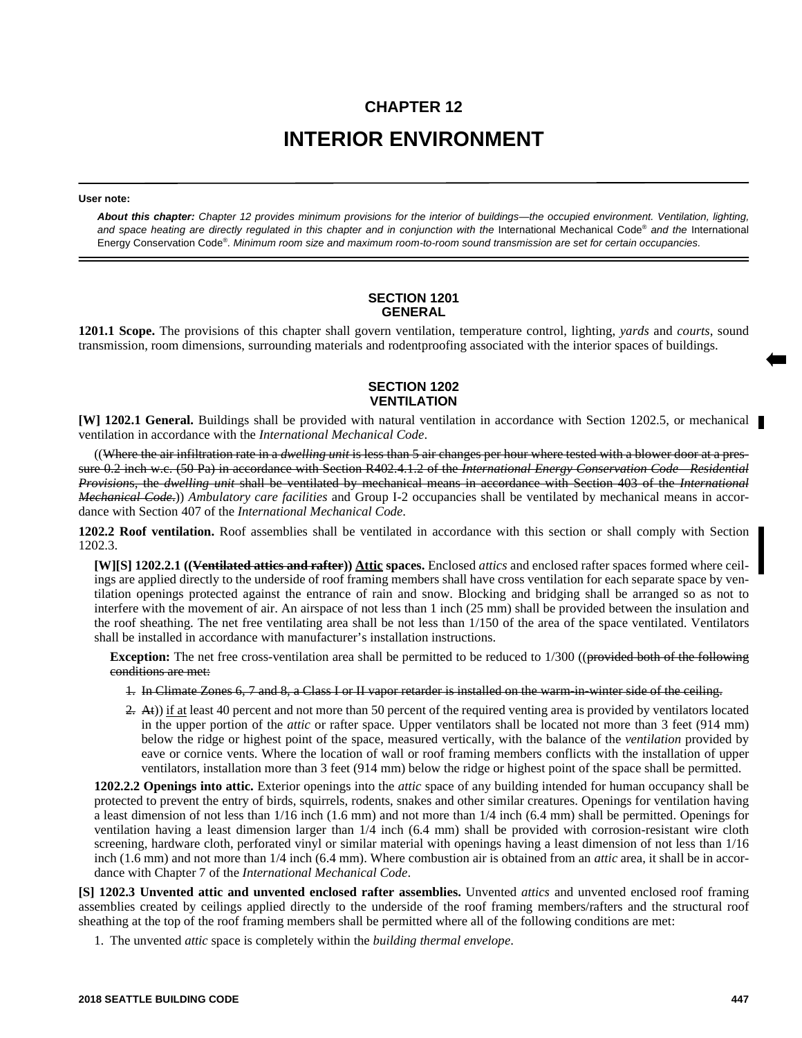# CHAPTER 12

# INTERIOR ENVIRONMENT

**User note:**

***About this chapter:*** *Chapter 12 provides minimum provisions for the interior of buildings—the occupied environment. Ventilation, lighting, and space heating are directly regulated in this chapter and in conjunction with the* International Mechanical Code® *and the* International Energy Conservation Code®. *Minimum room size and maximum room-to-room sound transmission are set for certain occupancies.*

## SECTION 1201
## GENERAL

**1201.1 Scope.** The provisions of this chapter shall govern ventilation, temperature control, lighting, *yards* and *courts*, sound transmission, room dimensions, surrounding materials and rodentproofing associated with the interior spaces of buildings.

## SECTION 1202
## VENTILATION

**[W] 1202.1 General.** Buildings shall be provided with natural ventilation in accordance with Section 1202.5, or mechanical ventilation in accordance with the *International Mechanical Code*.

((~~Where the air infiltration rate in a *dwelling unit* is less than 5 air changes per hour where tested with a blower door at a pressure 0.2 inch w.c. (50 Pa) in accordance with Section R402.4.1.2 of the *International Energy Conservation Code—Residential Provisions*, the *dwelling unit* shall be ventilated by mechanical means in accordance with Section 403 of the *International Mechanical Code*.~~)) *Ambulatory care facilities* and Group I-2 occupancies shall be ventilated by mechanical means in accordance with Section 407 of the *International Mechanical Code*.

**1202.2 Roof ventilation.** Roof assemblies shall be ventilated in accordance with this section or shall comply with Section 1202.3.

**[W][S] 1202.2.1 ((~~Ventilated attics and rafter~~)) <u>Attic</u> spaces.** Enclosed *attics* and enclosed rafter spaces formed where ceilings are applied directly to the underside of roof framing members shall have cross ventilation for each separate space by ventilation openings protected against the entrance of rain and snow. Blocking and bridging shall be arranged so as not to interfere with the movement of air. An airspace of not less than 1 inch (25 mm) shall be provided between the insulation and the roof sheathing. The net free ventilating area shall be not less than 1/150 of the area of the space ventilated. Ventilators shall be installed in accordance with manufacturer's installation instructions.

**Exception:** The net free cross-ventilation area shall be permitted to be reduced to 1/300 ((~~provided both of the following conditions are met:~~

1. ~~In Climate Zones 6, 7 and 8, a Class I or II vapor retarder is installed on the warm-in-winter side of the ceiling.~~
2. ~~At~~)) <u>if at</u> least 40 percent and not more than 50 percent of the required venting area is provided by ventilators located in the upper portion of the *attic* or rafter space. Upper ventilators shall be located not more than 3 feet (914 mm) below the ridge or highest point of the space, measured vertically, with the balance of the *ventilation* provided by eave or cornice vents. Where the location of wall or roof framing members conflicts with the installation of upper ventilators, installation more than 3 feet (914 mm) below the ridge or highest point of the space shall be permitted.

**1202.2.2 Openings into attic.** Exterior openings into the *attic* space of any building intended for human occupancy shall be protected to prevent the entry of birds, squirrels, rodents, snakes and other similar creatures. Openings for ventilation having a least dimension of not less than 1/16 inch (1.6 mm) and not more than 1/4 inch (6.4 mm) shall be permitted. Openings for ventilation having a least dimension larger than 1/4 inch (6.4 mm) shall be provided with corrosion-resistant wire cloth screening, hardware cloth, perforated vinyl or similar material with openings having a least dimension of not less than 1/16 inch (1.6 mm) and not more than 1/4 inch (6.4 mm). Where combustion air is obtained from an *attic* area, it shall be in accordance with Chapter 7 of the *International Mechanical Code*.

**[S] 1202.3 Unvented attic and unvented enclosed rafter assemblies.** Unvented *attics* and unvented enclosed roof framing assemblies created by ceilings applied directly to the underside of the roof framing members/rafters and the structural roof sheathing at the top of the roof framing members shall be permitted where all of the following conditions are met:

1. The unvented *attic* space is completely within the *building thermal envelope*.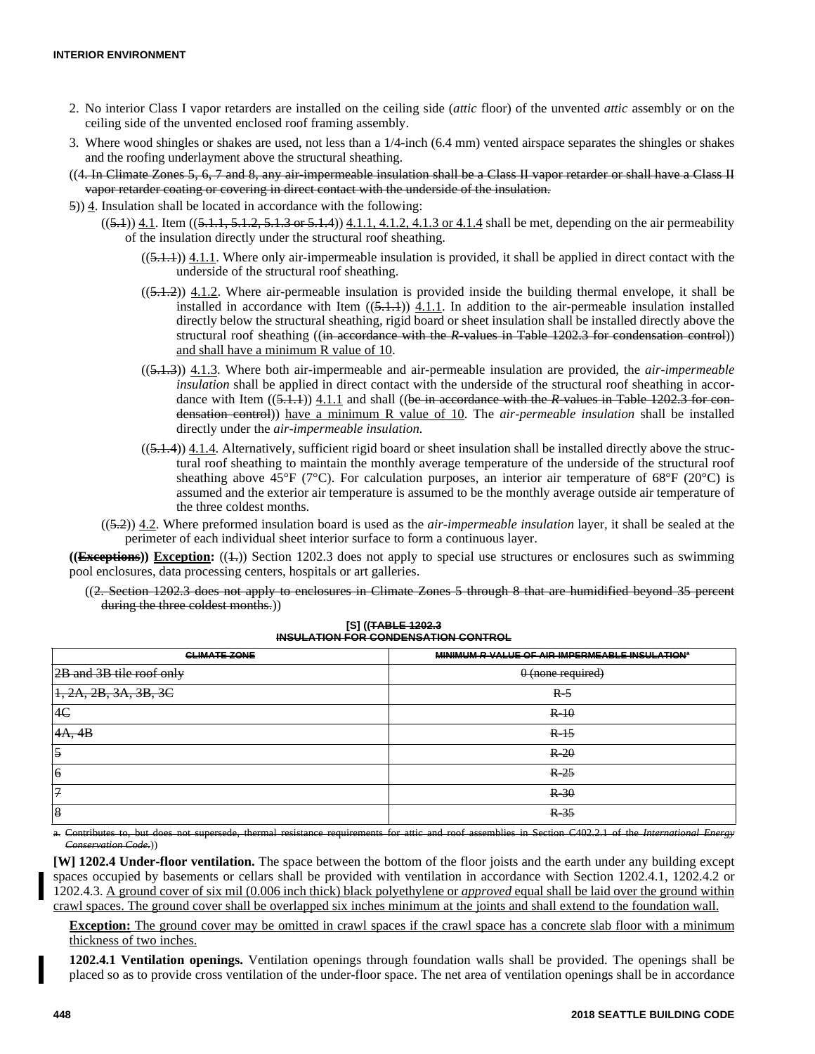2. No interior Class I vapor retarders are installed on the ceiling side (*attic* floor) of the unvented *attic* assembly or on the ceiling side of the unvented enclosed roof framing assembly.
3. Where wood shingles or shakes are used, not less than a 1/4-inch (6.4 mm) vented airspace separates the shingles or shakes and the roofing underlayment above the structural sheathing.

((~~4. In Climate Zones 5, 6, 7 and 8, any air-impermeable insulation shall be a Class II vapor retarder or shall have a Class II vapor retarder coating or covering in direct contact with the underside of the insulation.~~

~~5~~)) 4. Insulation shall be located in accordance with the following:

((~~5.1~~)) 4.1. Item ((~~5.1.1, 5.1.2, 5.1.3 or 5.1.4~~)) 4.1.1, 4.1.2, 4.1.3 or 4.1.4 shall be met, depending on the air permeability of the insulation directly under the structural roof sheathing.

((~~5.1.1~~)) 4.1.1. Where only air-impermeable insulation is provided, it shall be applied in direct contact with the underside of the structural roof sheathing.

((~~5.1.2~~)) 4.1.2. Where air-permeable insulation is provided inside the building thermal envelope, it shall be installed in accordance with Item ((~~5.1.1~~)) 4.1.1. In addition to the air-permeable insulation installed directly below the structural sheathing, rigid board or sheet insulation shall be installed directly above the structural roof sheathing ((~~in accordance with the *R*-values in Table 1202.3 for condensation control~~)) and shall have a minimum R value of 10.

((~~5.1.3~~)) 4.1.3. Where both air-impermeable and air-permeable insulation are provided, the *air-impermeable insulation* shall be applied in direct contact with the underside of the structural roof sheathing in accordance with Item ((~~5.1.1~~)) 4.1.1 and shall ((~~be in accordance with the *R*-values in Table 1202.3 for condensation control~~)) have a minimum R value of 10. The *air-permeable insulation* shall be installed directly under the *air-impermeable insulation.*

((~~5.1.4~~)) 4.1.4. Alternatively, sufficient rigid board or sheet insulation shall be installed directly above the structural roof sheathing to maintain the monthly average temperature of the underside of the structural roof sheathing above 45°F (7°C). For calculation purposes, an interior air temperature of 68°F (20°C) is assumed and the exterior air temperature is assumed to be the monthly average outside air temperature of the three coldest months.

((~~5.2~~)) 4.2. Where preformed insulation board is used as the *air-impermeable insulation* layer, it shall be sealed at the perimeter of each individual sheet interior surface to form a continuous layer.

**((~~Exceptions~~)) Exception:** ((~~1.~~)) Section 1202.3 does not apply to special use structures or enclosures such as swimming pool enclosures, data processing centers, hospitals or art galleries.

((~~2. Section 1202.3 does not apply to enclosures in Climate Zones 5 through 8 that are humidified beyond 35 percent during the three coldest months.~~))

**[S] ((~~TABLE 1202.3~~**
**~~INSULATION FOR CONDENSATION CONTROL~~**

| ~~CLIMATE ZONE~~ | ~~MINIMUM *R*-VALUE OF AIR-IMPERMEABLE INSULATION[a]~~ |
|---|---|
| ~~2B and 3B tile roof only~~ | ~~0 (none required)~~ |
| ~~1, 2A, 2B, 3A, 3B, 3C~~ | ~~R-5~~ |
| ~~4C~~ | ~~R-10~~ |
| ~~4A, 4B~~ | ~~R-15~~ |
| ~~5~~ | ~~R-20~~ |
| ~~6~~ | ~~R-25~~ |
| ~~7~~ | ~~R-30~~ |
| ~~8~~ | ~~R-35~~ |

~~a. Contributes to, but does not supersede, thermal resistance requirements for attic and roof assemblies in Section C402.2.1 of the *International Energy Conservation Code*.~~))

**[W] 1202.4 Under-floor ventilation.** The space between the bottom of the floor joists and the earth under any building except spaces occupied by basements or cellars shall be provided with ventilation in accordance with Section 1202.4.1, 1202.4.2 or 1202.4.3. A ground cover of six mil (0.006 inch thick) black polyethylene or *approved* equal shall be laid over the ground within crawl spaces. The ground cover shall be overlapped six inches minimum at the joints and shall extend to the foundation wall.

**Exception:** The ground cover may be omitted in crawl spaces if the crawl space has a concrete slab floor with a minimum thickness of two inches.

**1202.4.1 Ventilation openings.** Ventilation openings through foundation walls shall be provided. The openings shall be placed so as to provide cross ventilation of the under-floor space. The net area of ventilation openings shall be in accordance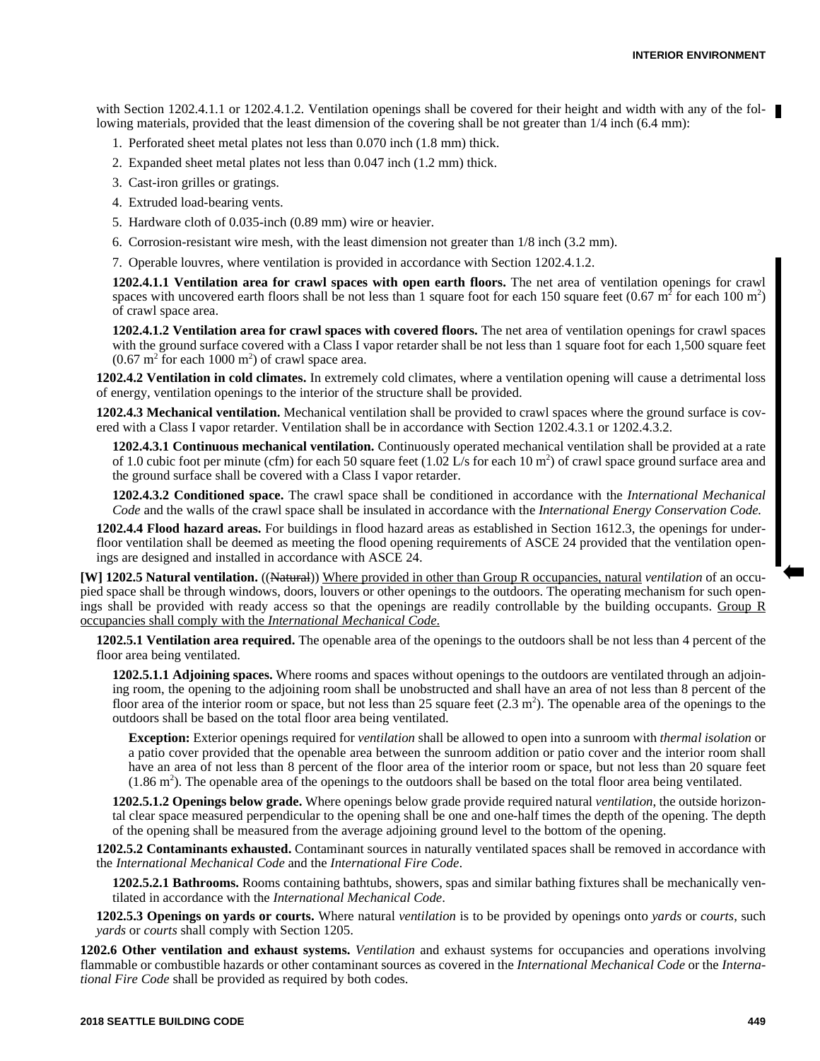with Section 1202.4.1.1 or 1202.4.1.2. Ventilation openings shall be covered for their height and width with any of the following materials, provided that the least dimension of the covering shall be not greater than 1/4 inch (6.4 mm):

1. Perforated sheet metal plates not less than 0.070 inch (1.8 mm) thick.
2. Expanded sheet metal plates not less than 0.047 inch (1.2 mm) thick.
3. Cast-iron grilles or gratings.
4. Extruded load-bearing vents.
5. Hardware cloth of 0.035-inch (0.89 mm) wire or heavier.
6. Corrosion-resistant wire mesh, with the least dimension not greater than 1/8 inch (3.2 mm).
7. Operable louvres, where ventilation is provided in accordance with Section 1202.4.1.2.

**1202.4.1.1 Ventilation area for crawl spaces with open earth floors.** The net area of ventilation openings for crawl spaces with uncovered earth floors shall be not less than 1 square foot for each 150 square feet (0.67 $m^2$ for each 100 $m^2$) of crawl space area.

**1202.4.1.2 Ventilation area for crawl spaces with covered floors.** The net area of ventilation openings for crawl spaces with the ground surface covered with a Class I vapor retarder shall be not less than 1 square foot for each 1,500 square feet (0.67 $m^2$ for each 1000 $m^2$) of crawl space area.

**1202.4.2 Ventilation in cold climates.** In extremely cold climates, where a ventilation opening will cause a detrimental loss of energy, ventilation openings to the interior of the structure shall be provided.

**1202.4.3 Mechanical ventilation.** Mechanical ventilation shall be provided to crawl spaces where the ground surface is covered with a Class I vapor retarder. Ventilation shall be in accordance with Section 1202.4.3.1 or 1202.4.3.2.

**1202.4.3.1 Continuous mechanical ventilation.** Continuously operated mechanical ventilation shall be provided at a rate of 1.0 cubic foot per minute (cfm) for each 50 square feet (1.02 L/s for each 10 $m^2$) of crawl space ground surface area and the ground surface shall be covered with a Class I vapor retarder.

**1202.4.3.2 Conditioned space.** The crawl space shall be conditioned in accordance with the *International Mechanical Code* and the walls of the crawl space shall be insulated in accordance with the *International Energy Conservation Code.*

**1202.4.4 Flood hazard areas.** For buildings in flood hazard areas as established in Section 1612.3, the openings for underfloor ventilation shall be deemed as meeting the flood opening requirements of ASCE 24 provided that the ventilation openings are designed and installed in accordance with ASCE 24.

**[W] 1202.5 Natural ventilation.** ((~~Natural~~)) Where provided in other than Group R occupancies, natural *ventilation* of an occupied space shall be through windows, doors, louvers or other openings to the outdoors. The operating mechanism for such openings shall be provided with ready access so that the openings are readily controllable by the building occupants. Group R occupancies shall comply with the *International Mechanical Code*.

**1202.5.1 Ventilation area required.** The openable area of the openings to the outdoors shall be not less than 4 percent of the floor area being ventilated.

**1202.5.1.1 Adjoining spaces.** Where rooms and spaces without openings to the outdoors are ventilated through an adjoining room, the opening to the adjoining room shall be unobstructed and shall have an area of not less than 8 percent of the floor area of the interior room or space, but not less than 25 square feet (2.3 $m^2$). The openable area of the openings to the outdoors shall be based on the total floor area being ventilated.

**Exception:** Exterior openings required for *ventilation* shall be allowed to open into a sunroom with *thermal isolation* or a patio cover provided that the openable area between the sunroom addition or patio cover and the interior room shall have an area of not less than 8 percent of the floor area of the interior room or space, but not less than 20 square feet (1.86 $m^2$). The openable area of the openings to the outdoors shall be based on the total floor area being ventilated.

**1202.5.1.2 Openings below grade.** Where openings below grade provide required natural *ventilation*, the outside horizontal clear space measured perpendicular to the opening shall be one and one-half times the depth of the opening. The depth of the opening shall be measured from the average adjoining ground level to the bottom of the opening.

**1202.5.2 Contaminants exhausted.** Contaminant sources in naturally ventilated spaces shall be removed in accordance with the *International Mechanical Code* and the *International Fire Code*.

**1202.5.2.1 Bathrooms.** Rooms containing bathtubs, showers, spas and similar bathing fixtures shall be mechanically ventilated in accordance with the *International Mechanical Code*.

**1202.5.3 Openings on yards or courts.** Where natural *ventilation* is to be provided by openings onto *yards* or *courts*, such *yards* or *courts* shall comply with Section 1205.

**1202.6 Other ventilation and exhaust systems.** *Ventilation* and exhaust systems for occupancies and operations involving flammable or combustible hazards or other contaminant sources as covered in the *International Mechanical Code* or the *International Fire Code* shall be provided as required by both codes.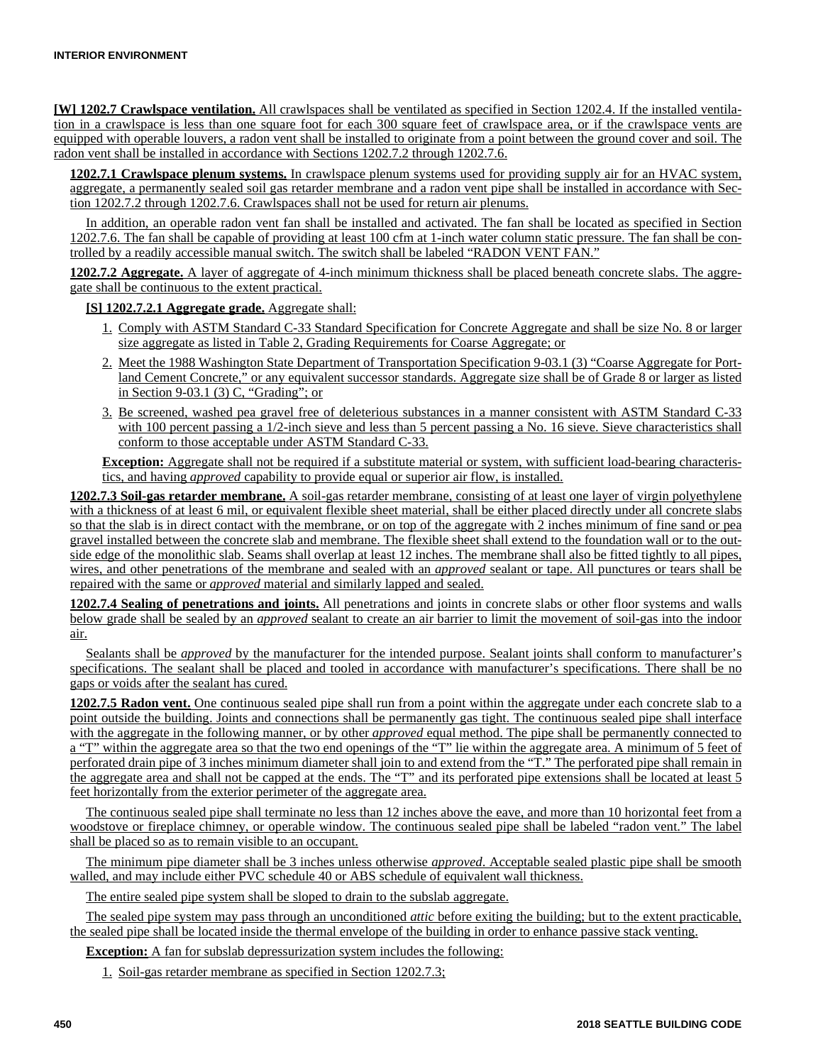**[W] 1202.7 Crawlspace ventilation.** All crawlspaces shall be ventilated as specified in Section 1202.4. If the installed ventilation in a crawlspace is less than one square foot for each 300 square feet of crawlspace area, or if the crawlspace vents are equipped with operable louvers, a radon vent shall be installed to originate from a point between the ground cover and soil. The radon vent shall be installed in accordance with Sections 1202.7.2 through 1202.7.6.

**1202.7.1 Crawlspace plenum systems.** In crawlspace plenum systems used for providing supply air for an HVAC system, aggregate, a permanently sealed soil gas retarder membrane and a radon vent pipe shall be installed in accordance with Section 1202.7.2 through 1202.7.6. Crawlspaces shall not be used for return air plenums.

In addition, an operable radon vent fan shall be installed and activated. The fan shall be located as specified in Section 1202.7.6. The fan shall be capable of providing at least 100 cfm at 1-inch water column static pressure. The fan shall be controlled by a readily accessible manual switch. The switch shall be labeled "RADON VENT FAN."

**1202.7.2 Aggregate.** A layer of aggregate of 4-inch minimum thickness shall be placed beneath concrete slabs. The aggregate shall be continuous to the extent practical.

**[S] 1202.7.2.1 Aggregate grade.** Aggregate shall:

1. Comply with ASTM Standard C-33 Standard Specification for Concrete Aggregate and shall be size No. 8 or larger size aggregate as listed in Table 2, Grading Requirements for Coarse Aggregate; or
2. Meet the 1988 Washington State Department of Transportation Specification 9-03.1 (3) "Coarse Aggregate for Portland Cement Concrete," or any equivalent successor standards. Aggregate size shall be of Grade 8 or larger as listed in Section 9-03.1 (3) C, "Grading"; or
3. Be screened, washed pea gravel free of deleterious substances in a manner consistent with ASTM Standard C-33 with 100 percent passing a 1/2-inch sieve and less than 5 percent passing a No. 16 sieve. Sieve characteristics shall conform to those acceptable under ASTM Standard C-33.

**Exception:** Aggregate shall not be required if a substitute material or system, with sufficient load-bearing characteristics, and having *approved* capability to provide equal or superior air flow, is installed.

**1202.7.3 Soil-gas retarder membrane.** A soil-gas retarder membrane, consisting of at least one layer of virgin polyethylene with a thickness of at least 6 mil, or equivalent flexible sheet material, shall be either placed directly under all concrete slabs so that the slab is in direct contact with the membrane, or on top of the aggregate with 2 inches minimum of fine sand or pea gravel installed between the concrete slab and membrane. The flexible sheet shall extend to the foundation wall or to the outside edge of the monolithic slab. Seams shall overlap at least 12 inches. The membrane shall also be fitted tightly to all pipes, wires, and other penetrations of the membrane and sealed with an *approved* sealant or tape. All punctures or tears shall be repaired with the same or *approved* material and similarly lapped and sealed.

**1202.7.4 Sealing of penetrations and joints.** All penetrations and joints in concrete slabs or other floor systems and walls below grade shall be sealed by an *approved* sealant to create an air barrier to limit the movement of soil-gas into the indoor air.

Sealants shall be *approved* by the manufacturer for the intended purpose. Sealant joints shall conform to manufacturer's specifications. The sealant shall be placed and tooled in accordance with manufacturer's specifications. There shall be no gaps or voids after the sealant has cured.

**1202.7.5 Radon vent.** One continuous sealed pipe shall run from a point within the aggregate under each concrete slab to a point outside the building. Joints and connections shall be permanently gas tight. The continuous sealed pipe shall interface with the aggregate in the following manner, or by other *approved* equal method. The pipe shall be permanently connected to a "T" within the aggregate area so that the two end openings of the "T" lie within the aggregate area. A minimum of 5 feet of perforated drain pipe of 3 inches minimum diameter shall join to and extend from the "T." The perforated pipe shall remain in the aggregate area and shall not be capped at the ends. The "T" and its perforated pipe extensions shall be located at least 5 feet horizontally from the exterior perimeter of the aggregate area.

The continuous sealed pipe shall terminate no less than 12 inches above the eave, and more than 10 horizontal feet from a woodstove or fireplace chimney, or operable window. The continuous sealed pipe shall be labeled "radon vent." The label shall be placed so as to remain visible to an occupant.

The minimum pipe diameter shall be 3 inches unless otherwise *approved*. Acceptable sealed plastic pipe shall be smooth walled, and may include either PVC schedule 40 or ABS schedule of equivalent wall thickness.

The entire sealed pipe system shall be sloped to drain to the subslab aggregate.

The sealed pipe system may pass through an unconditioned *attic* before exiting the building; but to the extent practicable, the sealed pipe shall be located inside the thermal envelope of the building in order to enhance passive stack venting.

**Exception:** A fan for subslab depressurization system includes the following:

1. Soil-gas retarder membrane as specified in Section 1202.7.3;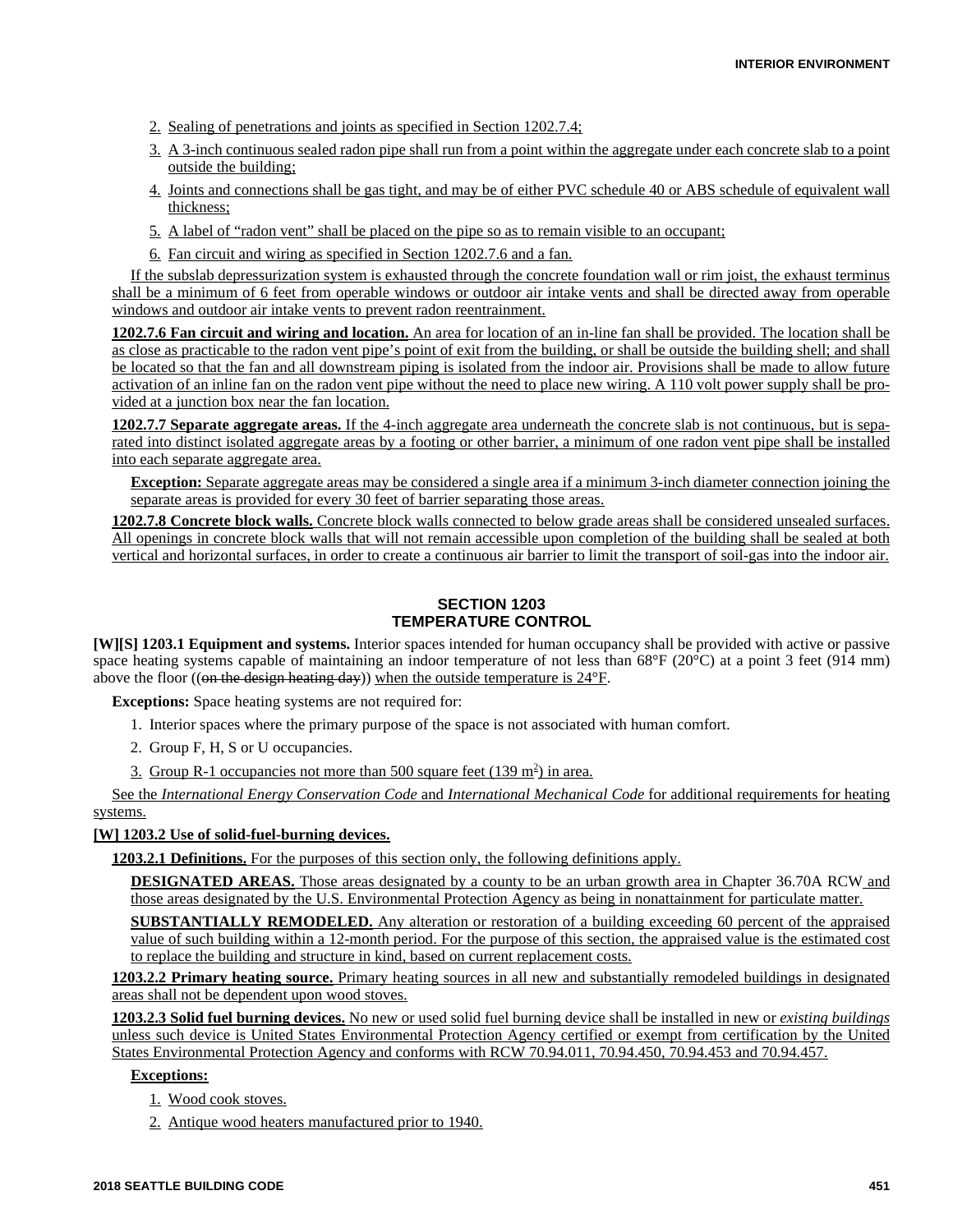2. Sealing of penetrations and joints as specified in Section 1202.7.4;
3. A 3-inch continuous sealed radon pipe shall run from a point within the aggregate under each concrete slab to a point outside the building;
4. Joints and connections shall be gas tight, and may be of either PVC schedule 40 or ABS schedule of equivalent wall thickness;
5. A label of "radon vent" shall be placed on the pipe so as to remain visible to an occupant;
6. Fan circuit and wiring as specified in Section 1202.7.6 and a fan.

If the subslab depressurization system is exhausted through the concrete foundation wall or rim joist, the exhaust terminus shall be a minimum of 6 feet from operable windows or outdoor air intake vents and shall be directed away from operable windows and outdoor air intake vents to prevent radon reentrainment.

**1202.7.6 Fan circuit and wiring and location.** An area for location of an in-line fan shall be provided. The location shall be as close as practicable to the radon vent pipe's point of exit from the building, or shall be outside the building shell; and shall be located so that the fan and all downstream piping is isolated from the indoor air. Provisions shall be made to allow future activation of an inline fan on the radon vent pipe without the need to place new wiring. A 110 volt power supply shall be provided at a junction box near the fan location.

**1202.7.7 Separate aggregate areas.** If the 4-inch aggregate area underneath the concrete slab is not continuous, but is separated into distinct isolated aggregate areas by a footing or other barrier, a minimum of one radon vent pipe shall be installed into each separate aggregate area.

**Exception:** Separate aggregate areas may be considered a single area if a minimum 3-inch diameter connection joining the separate areas is provided for every 30 feet of barrier separating those areas.

**1202.7.8 Concrete block walls.** Concrete block walls connected to below grade areas shall be considered unsealed surfaces. All openings in concrete block walls that will not remain accessible upon completion of the building shall be sealed at both vertical and horizontal surfaces, in order to create a continuous air barrier to limit the transport of soil-gas into the indoor air.

## SECTION 1203
## TEMPERATURE CONTROL

**[W][S] 1203.1 Equipment and systems.** Interior spaces intended for human occupancy shall be provided with active or passive space heating systems capable of maintaining an indoor temperature of not less than 68°F (20°C) at a point 3 feet (914 mm) above the floor ((~~on the design heating day~~)) when the outside temperature is 24°F.

**Exceptions:** Space heating systems are not required for:

1. Interior spaces where the primary purpose of the space is not associated with human comfort.
2. Group F, H, S or U occupancies.
3. Group R-1 occupancies not more than 500 square feet (139 $m^2$) in area.

See the *International Energy Conservation Code* and *International Mechanical Code* for additional requirements for heating systems.

**[W] 1203.2 Use of solid-fuel-burning devices.**

**1203.2.1 Definitions.** For the purposes of this section only, the following definitions apply.

**DESIGNATED AREAS.** Those areas designated by a county to be an urban growth area in Chapter 36.70A RCW and those areas designated by the U.S. Environmental Protection Agency as being in nonattainment for particulate matter.

**SUBSTANTIALLY REMODELED.** Any alteration or restoration of a building exceeding 60 percent of the appraised value of such building within a 12-month period. For the purpose of this section, the appraised value is the estimated cost to replace the building and structure in kind, based on current replacement costs.

**1203.2.2 Primary heating source.** Primary heating sources in all new and substantially remodeled buildings in designated areas shall not be dependent upon wood stoves.

**1203.2.3 Solid fuel burning devices.** No new or used solid fuel burning device shall be installed in new or *existing buildings* unless such device is United States Environmental Protection Agency certified or exempt from certification by the United States Environmental Protection Agency and conforms with RCW 70.94.011, 70.94.450, 70.94.453 and 70.94.457.

**Exceptions:**

1. Wood cook stoves.
2. Antique wood heaters manufactured prior to 1940.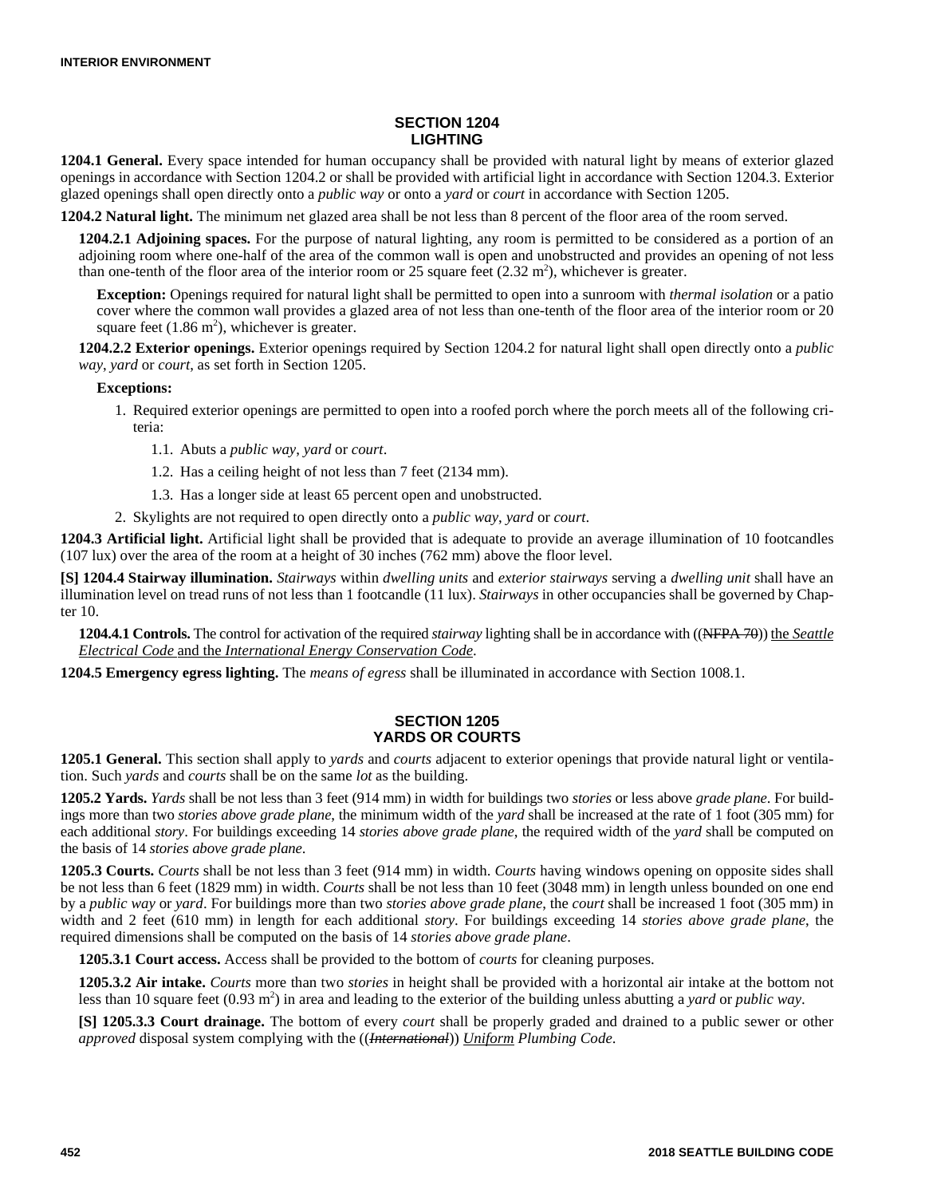## SECTION 1204
## LIGHTING

**1204.1 General.** Every space intended for human occupancy shall be provided with natural light by means of exterior glazed openings in accordance with Section 1204.2 or shall be provided with artificial light in accordance with Section 1204.3. Exterior glazed openings shall open directly onto a *public way* or onto a *yard* or *court* in accordance with Section 1205.

**1204.2 Natural light.** The minimum net glazed area shall be not less than 8 percent of the floor area of the room served.

**1204.2.1 Adjoining spaces.** For the purpose of natural lighting, any room is permitted to be considered as a portion of an adjoining room where one-half of the area of the common wall is open and unobstructed and provides an opening of not less than one-tenth of the floor area of the interior room or 25 square feet (2.32 $m^2$), whichever is greater.

**Exception:** Openings required for natural light shall be permitted to open into a sunroom with *thermal isolation* or a patio cover where the common wall provides a glazed area of not less than one-tenth of the floor area of the interior room or 20 square feet (1.86 $m^2$), whichever is greater.

**1204.2.2 Exterior openings.** Exterior openings required by Section 1204.2 for natural light shall open directly onto a *public way*, *yard* or *court*, as set forth in Section 1205.

**Exceptions:**

1. Required exterior openings are permitted to open into a roofed porch where the porch meets all of the following criteria:
   1.1. Abuts a *public way*, *yard* or *court*.
   1.2. Has a ceiling height of not less than 7 feet (2134 mm).
   1.3. Has a longer side at least 65 percent open and unobstructed.
2. Skylights are not required to open directly onto a *public way*, *yard* or *court*.

**1204.3 Artificial light.** Artificial light shall be provided that is adequate to provide an average illumination of 10 footcandles (107 lux) over the area of the room at a height of 30 inches (762 mm) above the floor level.

**[S] 1204.4 Stairway illumination.** *Stairways* within *dwelling units* and *exterior stairways* serving a *dwelling unit* shall have an illumination level on tread runs of not less than 1 footcandle (11 lux). *Stairways* in other occupancies shall be governed by Chapter 10.

**1204.4.1 Controls.** The control for activation of the required *stairway* lighting shall be in accordance with ((~~NFPA 70~~)) the *Seattle Electrical Code* and the *International Energy Conservation Code*.

**1204.5 Emergency egress lighting.** The *means of egress* shall be illuminated in accordance with Section 1008.1.

## SECTION 1205
## YARDS OR COURTS

**1205.1 General.** This section shall apply to *yards* and *courts* adjacent to exterior openings that provide natural light or ventilation. Such *yards* and *courts* shall be on the same *lot* as the building.

**1205.2 Yards.** *Yards* shall be not less than 3 feet (914 mm) in width for buildings two *stories* or less above *grade plane*. For buildings more than two *stories above grade plane*, the minimum width of the *yard* shall be increased at the rate of 1 foot (305 mm) for each additional *story*. For buildings exceeding 14 *stories above grade plane*, the required width of the *yard* shall be computed on the basis of 14 *stories above grade plane*.

**1205.3 Courts.** *Courts* shall be not less than 3 feet (914 mm) in width. *Courts* having windows opening on opposite sides shall be not less than 6 feet (1829 mm) in width. *Courts* shall be not less than 10 feet (3048 mm) in length unless bounded on one end by a *public way* or *yard*. For buildings more than two *stories above grade plane*, the *court* shall be increased 1 foot (305 mm) in width and 2 feet (610 mm) in length for each additional *story*. For buildings exceeding 14 *stories above grade plane*, the required dimensions shall be computed on the basis of 14 *stories above grade plane*.

**1205.3.1 Court access.** Access shall be provided to the bottom of *courts* for cleaning purposes.

**1205.3.2 Air intake.** *Courts* more than two *stories* in height shall be provided with a horizontal air intake at the bottom not less than 10 square feet (0.93 $m^2$) in area and leading to the exterior of the building unless abutting a *yard* or *public way*.

**[S] 1205.3.3 Court drainage.** The bottom of every *court* shall be properly graded and drained to a public sewer or other *approved* disposal system complying with the ((~~*International*~~)) *Uniform Plumbing Code*.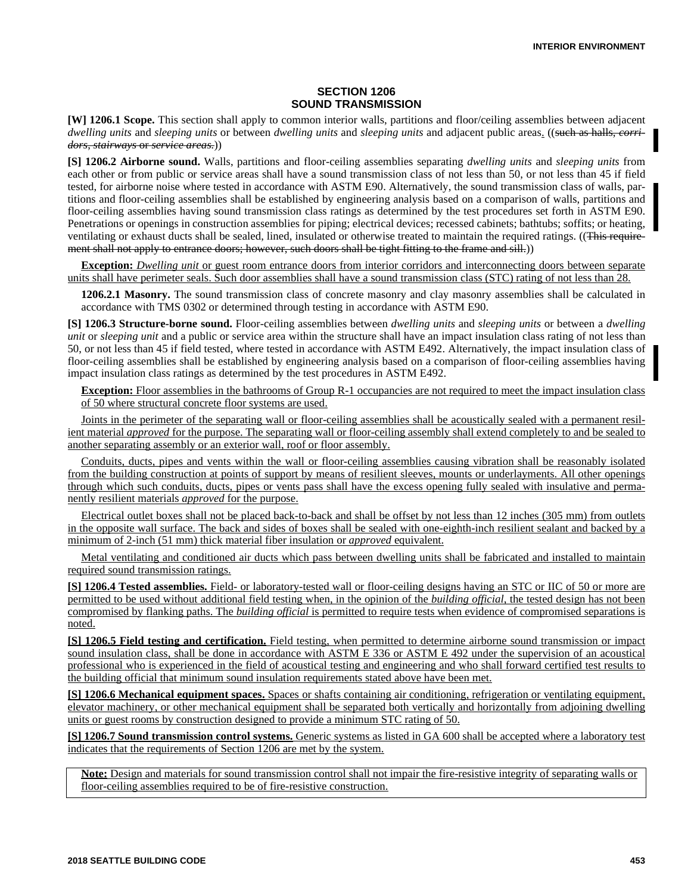## SECTION 1206
## SOUND TRANSMISSION

**[W] 1206.1 Scope.** This section shall apply to common interior walls, partitions and floor/ceiling assemblies between adjacent *dwelling units* and *sleeping units* or between *dwelling units* and *sleeping units* and adjacent public areas. ((~~such as halls, *corridors*, *stairways* or *service areas.*~~))

**[S] 1206.2 Airborne sound.** Walls, partitions and floor-ceiling assemblies separating *dwelling units* and *sleeping units* from each other or from public or service areas shall have a sound transmission class of not less than 50, or not less than 45 if field tested, for airborne noise where tested in accordance with ASTM E90. Alternatively, the sound transmission class of walls, partitions and floor-ceiling assemblies shall be established by engineering analysis based on a comparison of walls, partitions and floor-ceiling assemblies having sound transmission class ratings as determined by the test procedures set forth in ASTM E90. Penetrations or openings in construction assemblies for piping; electrical devices; recessed cabinets; bathtubs; soffits; or heating, ventilating or exhaust ducts shall be sealed, lined, insulated or otherwise treated to maintain the required ratings. ((~~This requirement shall not apply to entrance doors; however, such doors shall be tight fitting to the frame and sill.~~))

**Exception:** *Dwelling unit* or guest room entrance doors from interior corridors and interconnecting doors between separate units shall have perimeter seals. Such door assemblies shall have a sound transmission class (STC) rating of not less than 28.

**1206.2.1 Masonry.** The sound transmission class of concrete masonry and clay masonry assemblies shall be calculated in accordance with TMS 0302 or determined through testing in accordance with ASTM E90.

**[S] 1206.3 Structure-borne sound.** Floor-ceiling assemblies between *dwelling units* and *sleeping units* or between a *dwelling unit* or *sleeping unit* and a public or service area within the structure shall have an impact insulation class rating of not less than 50, or not less than 45 if field tested, where tested in accordance with ASTM E492. Alternatively, the impact insulation class of floor-ceiling assemblies shall be established by engineering analysis based on a comparison of floor-ceiling assemblies having impact insulation class ratings as determined by the test procedures in ASTM E492.

**Exception:** Floor assemblies in the bathrooms of Group R-1 occupancies are not required to meet the impact insulation class of 50 where structural concrete floor systems are used.

Joints in the perimeter of the separating wall or floor-ceiling assemblies shall be acoustically sealed with a permanent resilient material *approved* for the purpose. The separating wall or floor-ceiling assembly shall extend completely to and be sealed to another separating assembly or an exterior wall, roof or floor assembly.

Conduits, ducts, pipes and vents within the wall or floor-ceiling assemblies causing vibration shall be reasonably isolated from the building construction at points of support by means of resilient sleeves, mounts or underlayments. All other openings through which such conduits, ducts, pipes or vents pass shall have the excess opening fully sealed with insulative and permanently resilient materials *approved* for the purpose.

Electrical outlet boxes shall not be placed back-to-back and shall be offset by not less than 12 inches (305 mm) from outlets in the opposite wall surface. The back and sides of boxes shall be sealed with one-eighth-inch resilient sealant and backed by a minimum of 2-inch (51 mm) thick material fiber insulation or *approved* equivalent.

Metal ventilating and conditioned air ducts which pass between dwelling units shall be fabricated and installed to maintain required sound transmission ratings.

**[S] 1206.4 Tested assemblies.** Field- or laboratory-tested wall or floor-ceiling designs having an STC or IIC of 50 or more are permitted to be used without additional field testing when, in the opinion of the *building official*, the tested design has not been compromised by flanking paths. The *building official* is permitted to require tests when evidence of compromised separations is noted.

**[S] 1206.5 Field testing and certification.** Field testing, when permitted to determine airborne sound transmission or impact sound insulation class, shall be done in accordance with ASTM E 336 or ASTM E 492 under the supervision of an acoustical professional who is experienced in the field of acoustical testing and engineering and who shall forward certified test results to the building official that minimum sound insulation requirements stated above have been met.

**[S] 1206.6 Mechanical equipment spaces.** Spaces or shafts containing air conditioning, refrigeration or ventilating equipment, elevator machinery, or other mechanical equipment shall be separated both vertically and horizontally from adjoining dwelling units or guest rooms by construction designed to provide a minimum STC rating of 50.

**[S] 1206.7 Sound transmission control systems.** Generic systems as listed in GA 600 shall be accepted where a laboratory test indicates that the requirements of Section 1206 are met by the system.

> **Note:** Design and materials for sound transmission control shall not impair the fire-resistive integrity of separating walls or floor-ceiling assemblies required to be of fire-resistive construction.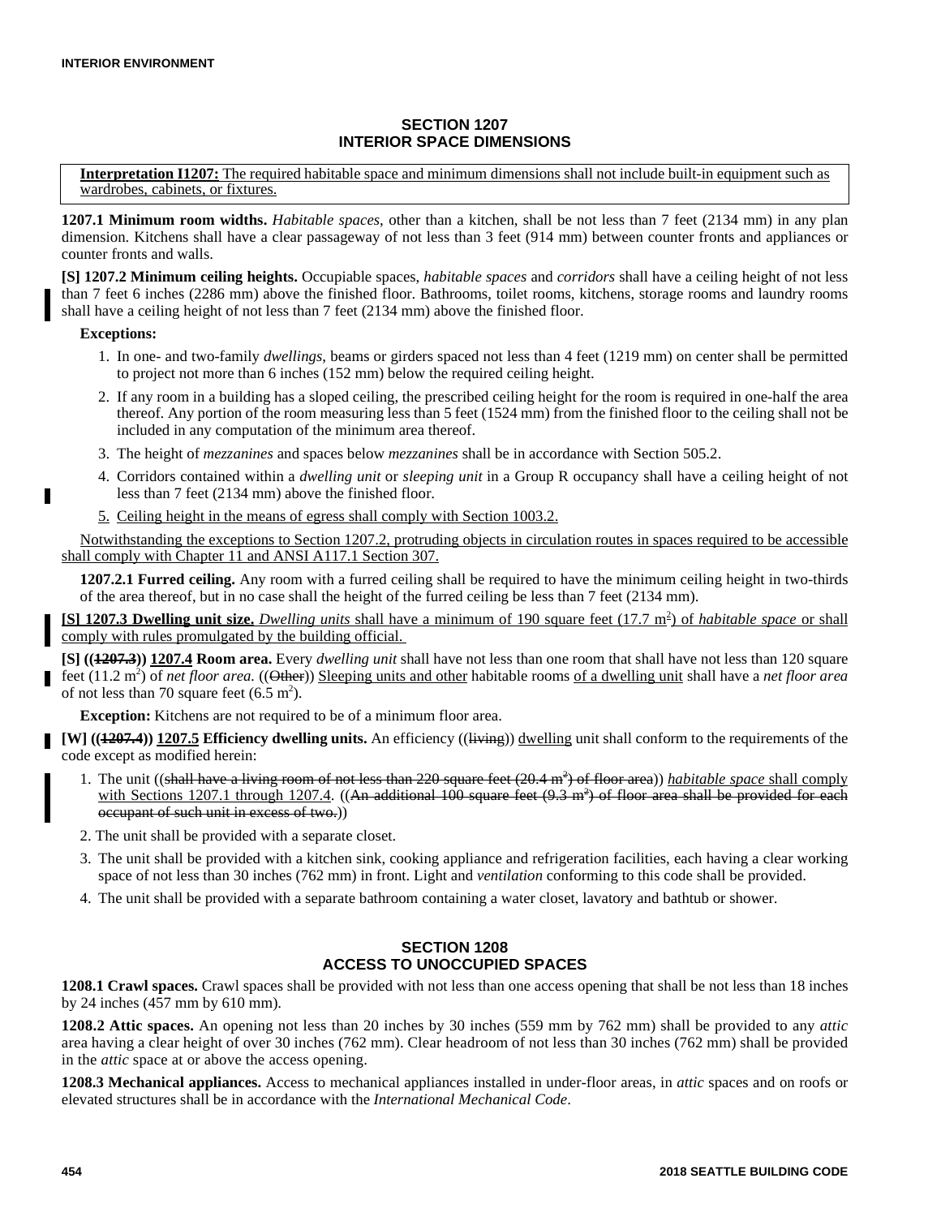## SECTION 1207
## INTERIOR SPACE DIMENSIONS

**Interpretation I1207:** The required habitable space and minimum dimensions shall not include built-in equipment such as wardrobes, cabinets, or fixtures.

**1207.1 Minimum room widths.** *Habitable spaces*, other than a kitchen, shall be not less than 7 feet (2134 mm) in any plan dimension. Kitchens shall have a clear passageway of not less than 3 feet (914 mm) between counter fronts and appliances or counter fronts and walls.

**[S] 1207.2 Minimum ceiling heights.** Occupiable spaces, *habitable spaces* and *corridors* shall have a ceiling height of not less than 7 feet 6 inches (2286 mm) above the finished floor. Bathrooms, toilet rooms, kitchens, storage rooms and laundry rooms shall have a ceiling height of not less than 7 feet (2134 mm) above the finished floor.

**Exceptions:**

1. In one- and two-family *dwellings*, beams or girders spaced not less than 4 feet (1219 mm) on center shall be permitted to project not more than 6 inches (152 mm) below the required ceiling height.
2. If any room in a building has a sloped ceiling, the prescribed ceiling height for the room is required in one-half the area thereof. Any portion of the room measuring less than 5 feet (1524 mm) from the finished floor to the ceiling shall not be included in any computation of the minimum area thereof.
3. The height of *mezzanines* and spaces below *mezzanines* shall be in accordance with Section 505.2.
4. Corridors contained within a *dwelling unit* or *sleeping unit* in a Group R occupancy shall have a ceiling height of not less than 7 feet (2134 mm) above the finished floor.
5. Ceiling height in the means of egress shall comply with Section 1003.2.

Notwithstanding the exceptions to Section 1207.2, protruding objects in circulation routes in spaces required to be accessible shall comply with Chapter 11 and ANSI A117.1 Section 307.

**1207.2.1 Furred ceiling.** Any room with a furred ceiling shall be required to have the minimum ceiling height in two-thirds of the area thereof, but in no case shall the height of the furred ceiling be less than 7 feet (2134 mm).

**[S] 1207.3 Dwelling unit size.** *Dwelling units* shall have a minimum of 190 square feet (17.7 m$^2$) of *habitable space* or shall comply with rules promulgated by the building official.

**[S] ((~~1207.3~~)) 1207.4 Room area.** Every *dwelling unit* shall have not less than one room that shall have not less than 120 square feet (11.2 m$^2$) of *net floor area.* ((~~Other~~)) Sleeping units and other habitable rooms of a dwelling unit shall have a *net floor area* of not less than 70 square feet (6.5 m$^2$).

**Exception:** Kitchens are not required to be of a minimum floor area.

**[W] ((~~1207.4~~)) 1207.5 Efficiency dwelling units.** An efficiency ((~~living~~)) dwelling unit shall conform to the requirements of the code except as modified herein:

1. The unit ((~~shall have a living room of not less than 220 square feet (20.4 m²) of floor area~~)) *habitable space* shall comply with Sections 1207.1 through 1207.4. ((~~An additional 100 square feet (9.3 m²) of floor area shall be provided for each occupant of such unit in excess of two.~~))
2. The unit shall be provided with a separate closet.
3. The unit shall be provided with a kitchen sink, cooking appliance and refrigeration facilities, each having a clear working space of not less than 30 inches (762 mm) in front. Light and *ventilation* conforming to this code shall be provided.
4. The unit shall be provided with a separate bathroom containing a water closet, lavatory and bathtub or shower.

## SECTION 1208
## ACCESS TO UNOCCUPIED SPACES

**1208.1 Crawl spaces.** Crawl spaces shall be provided with not less than one access opening that shall be not less than 18 inches by 24 inches (457 mm by 610 mm).

**1208.2 Attic spaces.** An opening not less than 20 inches by 30 inches (559 mm by 762 mm) shall be provided to any *attic* area having a clear height of over 30 inches (762 mm). Clear headroom of not less than 30 inches (762 mm) shall be provided in the *attic* space at or above the access opening.

**1208.3 Mechanical appliances.** Access to mechanical appliances installed in under-floor areas, in *attic* spaces and on roofs or elevated structures shall be in accordance with the *International Mechanical Code*.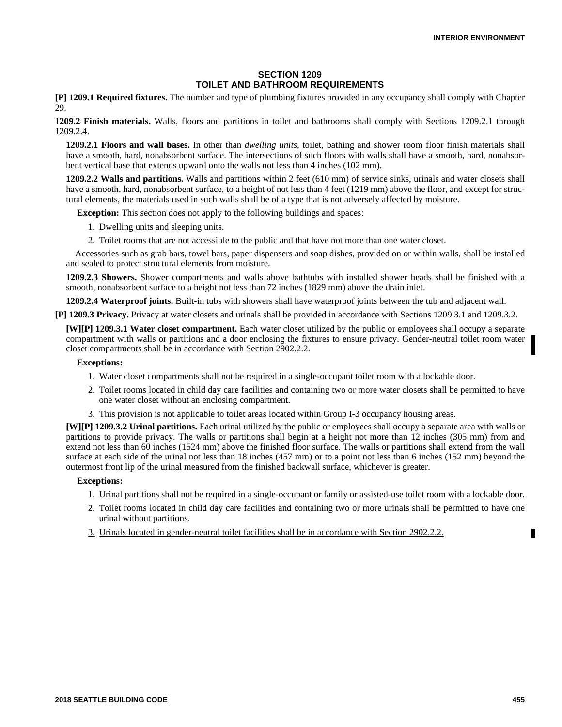## SECTION 1209
## TOILET AND BATHROOM REQUIREMENTS

**[P] 1209.1 Required fixtures.** The number and type of plumbing fixtures provided in any occupancy shall comply with Chapter 29.

**1209.2 Finish materials.** Walls, floors and partitions in toilet and bathrooms shall comply with Sections 1209.2.1 through 1209.2.4.

**1209.2.1 Floors and wall bases.** In other than *dwelling units*, toilet, bathing and shower room floor finish materials shall have a smooth, hard, nonabsorbent surface. The intersections of such floors with walls shall have a smooth, hard, nonabsorbent vertical base that extends upward onto the walls not less than 4 inches (102 mm).

**1209.2.2 Walls and partitions.** Walls and partitions within 2 feet (610 mm) of service sinks, urinals and water closets shall have a smooth, hard, nonabsorbent surface, to a height of not less than 4 feet (1219 mm) above the floor, and except for structural elements, the materials used in such walls shall be of a type that is not adversely affected by moisture.

**Exception:** This section does not apply to the following buildings and spaces:

1. Dwelling units and sleeping units.
2. Toilet rooms that are not accessible to the public and that have not more than one water closet.

Accessories such as grab bars, towel bars, paper dispensers and soap dishes, provided on or within walls, shall be installed and sealed to protect structural elements from moisture.

**1209.2.3 Showers.** Shower compartments and walls above bathtubs with installed shower heads shall be finished with a smooth, nonabsorbent surface to a height not less than 72 inches (1829 mm) above the drain inlet.

**1209.2.4 Waterproof joints.** Built-in tubs with showers shall have waterproof joints between the tub and adjacent wall.

**[P] 1209.3 Privacy.** Privacy at water closets and urinals shall be provided in accordance with Sections 1209.3.1 and 1209.3.2.

**[W][P] 1209.3.1 Water closet compartment.** Each water closet utilized by the public or employees shall occupy a separate compartment with walls or partitions and a door enclosing the fixtures to ensure privacy. Gender-neutral toilet room water closet compartments shall be in accordance with Section 2902.2.2.

**Exceptions:**

1. Water closet compartments shall not be required in a single-occupant toilet room with a lockable door.
2. Toilet rooms located in child day care facilities and containing two or more water closets shall be permitted to have one water closet without an enclosing compartment.
3. This provision is not applicable to toilet areas located within Group I-3 occupancy housing areas.

**[W][P] 1209.3.2 Urinal partitions.** Each urinal utilized by the public or employees shall occupy a separate area with walls or partitions to provide privacy. The walls or partitions shall begin at a height not more than 12 inches (305 mm) from and extend not less than 60 inches (1524 mm) above the finished floor surface. The walls or partitions shall extend from the wall surface at each side of the urinal not less than 18 inches (457 mm) or to a point not less than 6 inches (152 mm) beyond the outermost front lip of the urinal measured from the finished backwall surface, whichever is greater.

**Exceptions:**

1. Urinal partitions shall not be required in a single-occupant or family or assisted-use toilet room with a lockable door.
2. Toilet rooms located in child day care facilities and containing two or more urinals shall be permitted to have one urinal without partitions.
3. Urinals located in gender-neutral toilet facilities shall be in accordance with Section 2902.2.2.